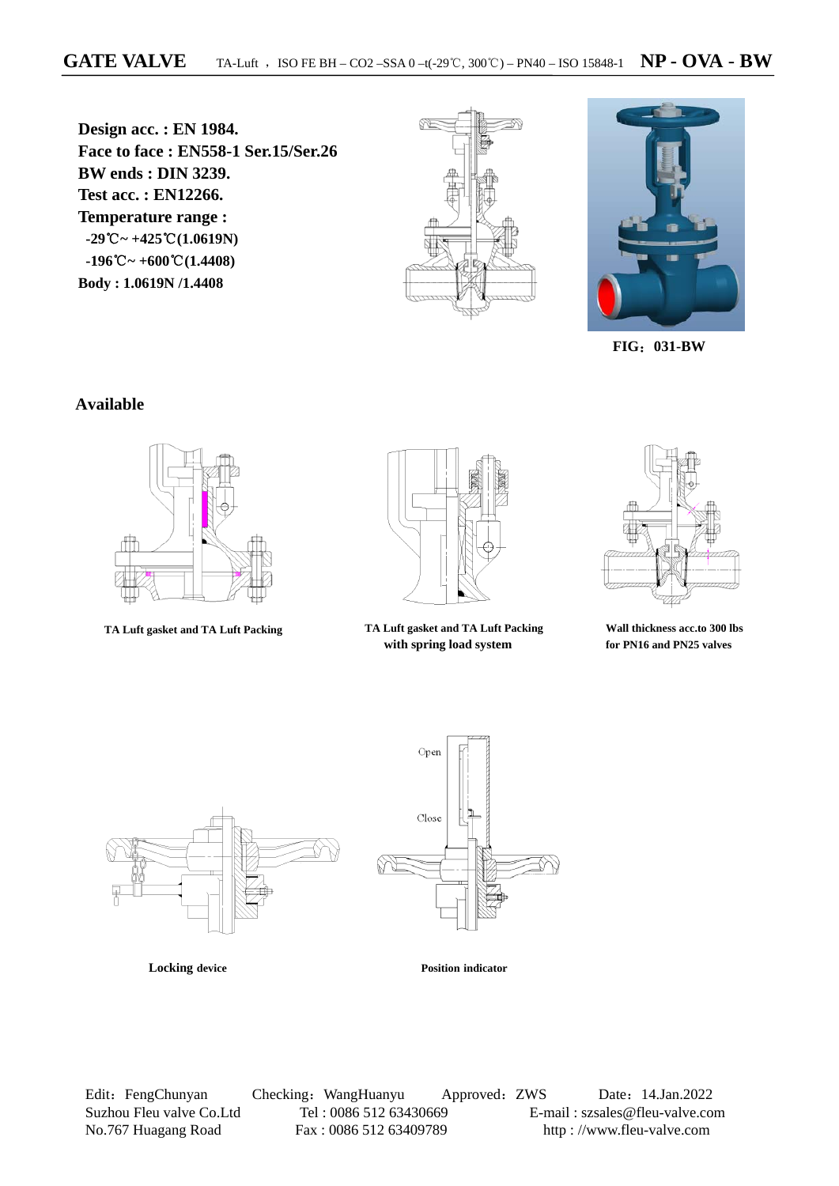# GATE VALVE

TA-Luft ， ISO FE BH – $CO_2$ –SSA 0 –t(-29℃, 300℃) – PN40 – ISO 15848-1 **NP - OVA - BW**

**Design acc. : EN 1984.**
**Face to face : EN558-1 Ser.15/Ser.26**
**BW ends : DIN 3239.**
**Test acc. : EN12266.**
**Temperature range :**
**-29℃~ +425℃(1.0619N)**
**-196℃~ +600℃(1.4408)**
**Body : 1.0619N /1.4408**

FIG：031-BW

## Available

TA Luft gasket and TA Luft Packing

TA Luft gasket and TA Luft Packing with spring load system

Wall thickness acc.to 300 lbs for PN16 and PN25 valves

Open

Close

Locking device

Position indicator

Edit：FengChunyan Checking：WangHuanyu Approved：ZWS Date：14.Jan.2022
Suzhou Fleu valve Co.Ltd Tel : 0086 512 63430669 E-mail : szsales@fleu-valve.com
No.767 Huagang Road Fax : 0086 512 63409789 http : //www.fleu-valve.com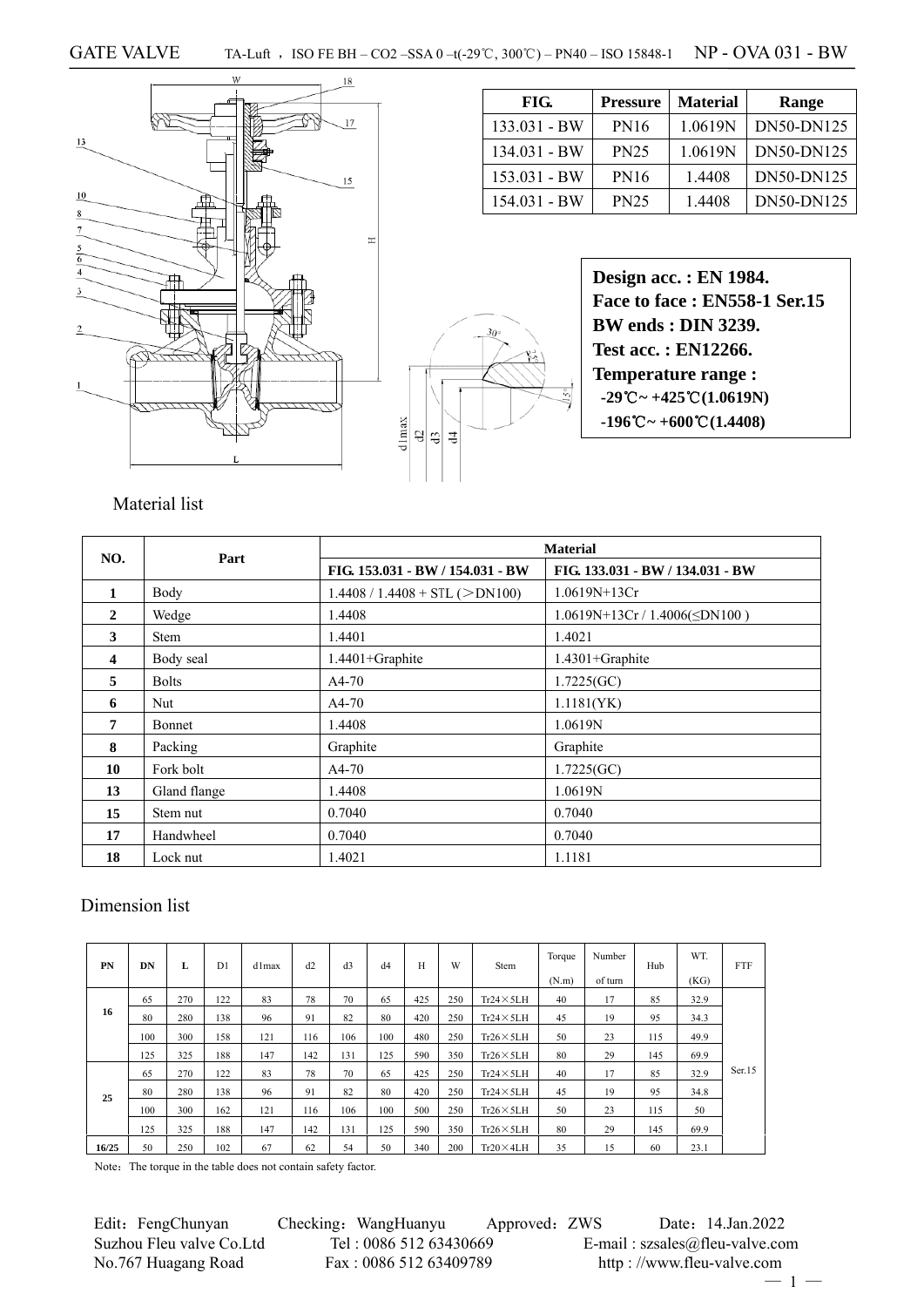GATE VALVE TA-Luft ，ISO FE BH – CO2 –SSA 0 –t(-29℃, 300℃) – PN40 – ISO 15848-1 NP - OVA 031 - BW

| FIG. | Pressure | Material | Range |
|---|---|---|---|
| 133.031 - BW | PN16 | 1.0619N | DN50-DN125 |
| 134.031 - BW | PN25 | 1.0619N | DN50-DN125 |
| 153.031 - BW | PN16 | 1.4408 | DN50-DN125 |
| 154.031 - BW | PN25 | 1.4408 | DN50-DN125 |

**Design acc. : EN 1984.**
**Face to face : EN558-1 Ser.15**
**BW ends : DIN 3239.**
**Test acc. : EN12266.**
**Temperature range :**
**-29℃~ +425℃(1.0619N)**
**-196℃~ +600℃(1.4408)**

Material list

| NO. | Part | Material | |
|---|---|---|---|
| | | FIG. 153.031 - BW / 154.031 - BW | FIG. 133.031 - BW / 134.031 - BW |
| 1 | Body | 1.4408 / 1.4408 + STL (＞DN100) | 1.0619N+13Cr |
| 2 | Wedge | 1.4408 | 1.0619N+13Cr / 1.4006(≤DN100 ) |
| 3 | Stem | 1.4401 | 1.4021 |
| 4 | Body seal | 1.4401+Graphite | 1.4301+Graphite |
| 5 | Bolts | A4-70 | 1.7225(GC) |
| 6 | Nut | A4-70 | 1.1181(YK) |
| 7 | Bonnet | 1.4408 | 1.0619N |
| 8 | Packing | Graphite | Graphite |
| 10 | Fork bolt | A4-70 | 1.7225(GC) |
| 13 | Gland flange | 1.4408 | 1.0619N |
| 15 | Stem nut | 0.7040 | 0.7040 |
| 17 | Handwheel | 0.7040 | 0.7040 |
| 18 | Lock nut | 1.4021 | 1.1181 |

Dimension list

| PN | DN | L | D1 | d1max | d2 | d3 | d4 | H | W | Stem | Torque (N.m) | Number of turn | Hub | WT. (KG) | FTF |
|---|---|---|---|---|---|---|---|---|---|---|---|---|---|---|---|
| 16 | 65 | 270 | 122 | 83 | 78 | 70 | 65 | 425 | 250 | Tr24×5LH | 40 | 17 | 85 | 32.9 | Ser.15 |
| | 80 | 280 | 138 | 96 | 91 | 82 | 80 | 420 | 250 | Tr24×5LH | 45 | 19 | 95 | 34.3 | |
| | 100 | 300 | 158 | 121 | 116 | 106 | 100 | 480 | 250 | Tr26×5LH | 50 | 23 | 115 | 49.9 | |
| | 125 | 325 | 188 | 147 | 142 | 131 | 125 | 590 | 350 | Tr26×5LH | 80 | 29 | 145 | 69.9 | |
| 25 | 65 | 270 | 122 | 83 | 78 | 70 | 65 | 425 | 250 | Tr24×5LH | 40 | 17 | 85 | 32.9 | |
| | 80 | 280 | 138 | 96 | 91 | 82 | 80 | 420 | 250 | Tr24×5LH | 45 | 19 | 95 | 34.8 | |
| | 100 | 300 | 162 | 121 | 116 | 106 | 100 | 500 | 250 | Tr26×5LH | 50 | 23 | 115 | 50 | |
| | 125 | 325 | 188 | 147 | 142 | 131 | 125 | 590 | 350 | Tr26×5LH | 80 | 29 | 145 | 69.9 | |
| 16/25 | 50 | 250 | 102 | 67 | 62 | 54 | 50 | 340 | 200 | Tr20×4LH | 35 | 15 | 60 | 23.1 | |

Note：The torque in the table does not contain safety factor.

Edit：FengChunyan Checking：WangHuanyu Approved：ZWS Date：14.Jan.2022
Suzhou Fleu valve Co.Ltd Tel : 0086 512 63430669 E-mail : szsales@fleu-valve.com
No.767 Huagang Road Fax : 0086 512 63409789 http : //www.fleu-valve.com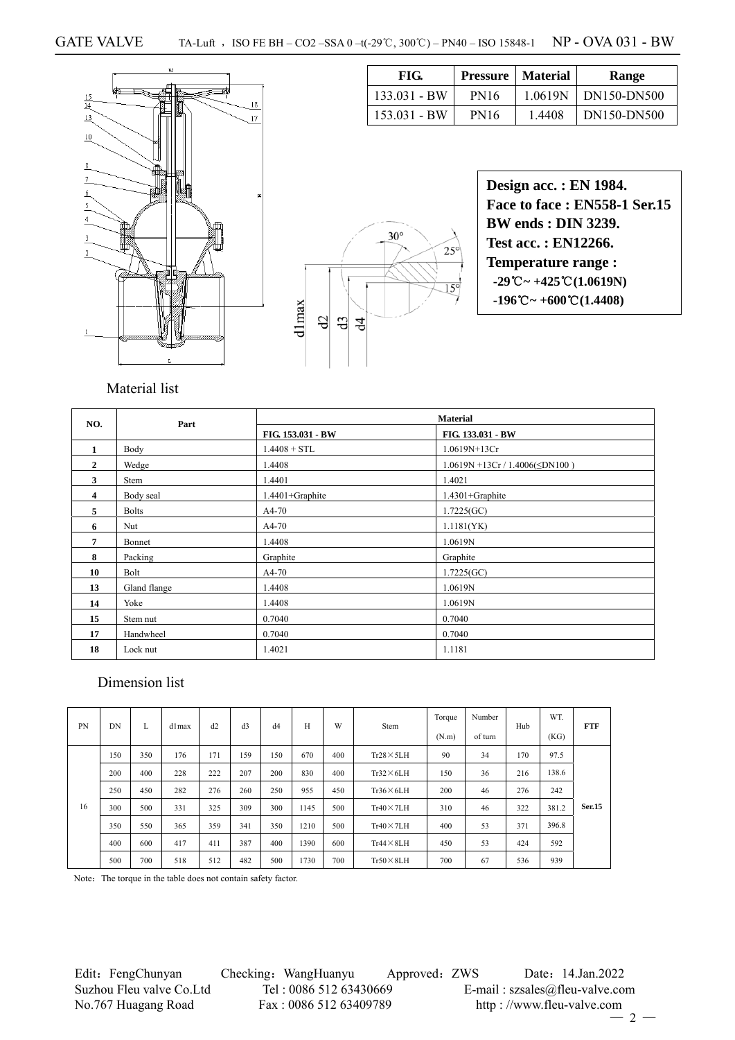# GATE VALVE

TA-Luft , ISO FE BH – CO2 –SSA 0 –t(-29℃, 300℃) – PN40 – ISO 15848-1 NP - OVA 031 - BW

| FIG. | Pressure | Material | Range |
|---|---|---|---|
| 133.031 - BW | PN16 | 1.0619N | DN150-DN500 |
| 153.031 - BW | PN16 | 1.4408 | DN150-DN500 |

**Design acc. : EN 1984.**
**Face to face : EN558-1 Ser.15**
**BW ends : DIN 3239.**
**Test acc. : EN12266.**
**Temperature range :**
**-29℃~ +425℃(1.0619N)**
**-196℃~ +600℃(1.4408)**

## Material list

| NO. | Part | Material | |
|---|---|---|---|
| | | FIG. 153.031 - BW | FIG. 133.031 - BW |
| 1 | Body | 1.4408 + STL | 1.0619N+13Cr |
| 2 | Wedge | 1.4408 | 1.0619N +13Cr / 1.4006(≤DN100 ) |
| 3 | Stem | 1.4401 | 1.4021 |
| 4 | Body seal | 1.4401+Graphite | 1.4301+Graphite |
| 5 | Bolts | A4-70 | 1.7225(GC) |
| 6 | Nut | A4-70 | 1.1181(YK) |
| 7 | Bonnet | 1.4408 | 1.0619N |
| 8 | Packing | Graphite | Graphite |
| 10 | Bolt | A4-70 | 1.7225(GC) |
| 13 | Gland flange | 1.4408 | 1.0619N |
| 14 | Yoke | 1.4408 | 1.0619N |
| 15 | Stem nut | 0.7040 | 0.7040 |
| 17 | Handwheel | 0.7040 | 0.7040 |
| 18 | Lock nut | 1.4021 | 1.1181 |

## Dimension list

| PN | DN | L | d1max | d2 | d3 | d4 | H | W | Stem | Torque (N.m) | Number of turn | Hub | WT. (KG) | FTF |
|---|---|---|---|---|---|---|---|---|---|---|---|---|---|---|
| 16 | 150 | 350 | 176 | 171 | 159 | 150 | 670 | 400 | Tr28×5LH | 90 | 34 | 170 | 97.5 | Ser.15 |
| | 200 | 400 | 228 | 222 | 207 | 200 | 830 | 400 | Tr32×6LH | 150 | 36 | 216 | 138.6 | |
| | 250 | 450 | 282 | 276 | 260 | 250 | 955 | 450 | Tr36×6LH | 200 | 46 | 276 | 242 | |
| | 300 | 500 | 331 | 325 | 309 | 300 | 1145 | 500 | Tr40×7LH | 310 | 46 | 322 | 381.2 | |
| | 350 | 550 | 365 | 359 | 341 | 350 | 1210 | 500 | Tr40×7LH | 400 | 53 | 371 | 396.8 | |
| | 400 | 600 | 417 | 411 | 387 | 400 | 1390 | 600 | Tr44×8LH | 450 | 53 | 424 | 592 | |
| | 500 | 700 | 518 | 512 | 482 | 500 | 1730 | 700 | Tr50×8LH | 700 | 67 | 536 | 939 | |

Note：The torque in the table does not contain safety factor.

Edit：FengChunyan Checking：WangHuanyu Approved：ZWS Date：14.Jan.2022
Suzhou Fleu valve Co.Ltd Tel : 0086 512 63430669 E-mail : szsales@fleu-valve.com
No.767 Huagang Road Fax : 0086 512 63409789 http : //www.fleu-valve.com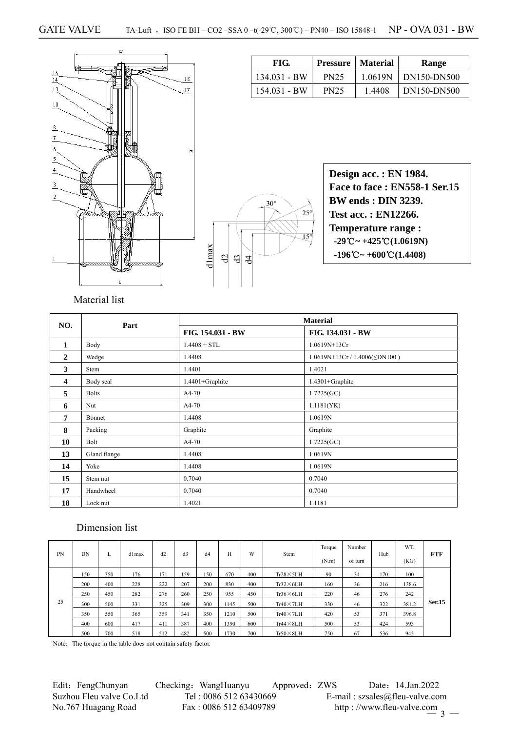# GATE VALVE

TA-Luft ， ISO FE BH – CO2 –SSA 0 –t(-29℃, 300℃) – PN40 – ISO 15848-1 NP - OVA 031 - BW

| FIG. | Pressure | Material | Range |
|---|---|---|---|
| 134.031 - BW | PN25 | 1.0619N | DN150-DN500 |
| 154.031 - BW | PN25 | 1.4408 | DN150-DN500 |

**Design acc. : EN 1984.**
**Face to face : EN558-1 Ser.15**
**BW ends : DIN 3239.**
**Test acc. : EN12266.**
**Temperature range :**
**-29℃~ +425℃(1.0619N)**
**-196℃~ +600℃(1.4408)**

Material list

| NO. | Part | Material | |
|---|---|---|---|
| | | FIG. 154.031 - BW | FIG. 134.031 - BW |
| 1 | Body | 1.4408 + STL | 1.0619N+13Cr |
| 2 | Wedge | 1.4408 | 1.0619N+13Cr / 1.4006(≤DN100 ) |
| 3 | Stem | 1.4401 | 1.4021 |
| 4 | Body seal | 1.4401+Graphite | 1.4301+Graphite |
| 5 | Bolts | A4-70 | 1.7225(GC) |
| 6 | Nut | A4-70 | 1.1181(YK) |
| 7 | Bonnet | 1.4408 | 1.0619N |
| 8 | Packing | Graphite | Graphite |
| 10 | Bolt | A4-70 | 1.7225(GC) |
| 13 | Gland flange | 1.4408 | 1.0619N |
| 14 | Yoke | 1.4408 | 1.0619N |
| 15 | Stem nut | 0.7040 | 0.7040 |
| 17 | Handwheel | 0.7040 | 0.7040 |
| 18 | Lock nut | 1.4021 | 1.1181 |

Dimension list

| PN | DN | L | d1max | d2 | d3 | d4 | H | W | Stem | Torque (N.m) | Number of turn | Hub | WT. (KG) | FTF |
|---|---|---|---|---|---|---|---|---|---|---|---|---|---|---|
| 25 | 150 | 350 | 176 | 171 | 159 | 150 | 670 | 400 | Tr28×5LH | 90 | 34 | 170 | 100 | Ser.15 |
| | 200 | 400 | 228 | 222 | 207 | 200 | 830 | 400 | Tr32×6LH | 160 | 36 | 216 | 138.6 | |
| | 250 | 450 | 282 | 276 | 260 | 250 | 955 | 450 | Tr36×6LH | 220 | 46 | 276 | 242 | |
| | 300 | 500 | 331 | 325 | 309 | 300 | 1145 | 500 | Tr40×7LH | 330 | 46 | 322 | 381.2 | |
| | 350 | 550 | 365 | 359 | 341 | 350 | 1210 | 500 | Tr40×7LH | 420 | 53 | 371 | 396.8 | |
| | 400 | 600 | 417 | 411 | 387 | 400 | 1390 | 600 | Tr44×8LH | 500 | 53 | 424 | 593 | |
| | 500 | 700 | 518 | 512 | 482 | 500 | 1730 | 700 | Tr50×8LH | 750 | 67 | 536 | 945 | |

Note：The torque in the table does not contain safety factor.

Edit：FengChunyan Checking：WangHuanyu Approved：ZWS Date：14.Jan.2022
Suzhou Fleu valve Co.Ltd Tel : 0086 512 63430669 E-mail : szsales@fleu-valve.com
No.767 Huagang Road Fax : 0086 512 63409789 http : //www.fleu-valve.com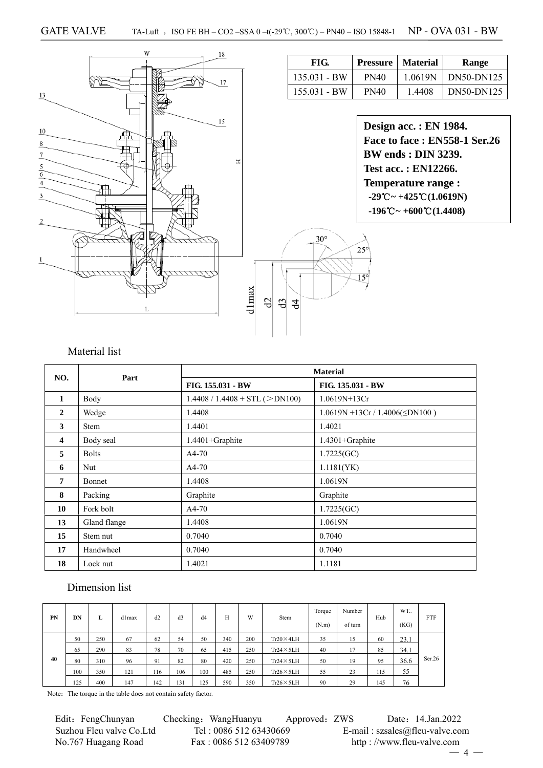# GATE VALVE

TA-Luft ， ISO FE BH – $CO_2$ –SSA 0 –t(-29℃, 300℃) – PN40 – ISO 15848-1 NP - OVA 031 - BW

| FIG. | Pressure | Material | Range |
|---|---|---|---|
| 135.031 - BW | PN40 | 1.0619N | DN50-DN125 |
| 155.031 - BW | PN40 | 1.4408 | DN50-DN125 |

**Design acc. : EN 1984.**
**Face to face : EN558-1 Ser.26**
**BW ends : DIN 3239.**
**Test acc. : EN12266.**
**Temperature range :**
**-29℃~ +425℃(1.0619N)**
**-196℃~ +600℃(1.4408)**

## Material list

| NO. | Part | Material | |
|---|---|---|---|
| | | FIG. 155.031 - BW | FIG. 135.031 - BW |
| 1 | Body | 1.4408 / 1.4408 + STL (＞DN100) | 1.0619N+13Cr |
| 2 | Wedge | 1.4408 | 1.0619N +13Cr / 1.4006(≤DN100 ) |
| 3 | Stem | 1.4401 | 1.4021 |
| 4 | Body seal | 1.4401+Graphite | 1.4301+Graphite |
| 5 | Bolts | A4-70 | 1.7225(GC) |
| 6 | Nut | A4-70 | 1.1181(YK) |
| 7 | Bonnet | 1.4408 | 1.0619N |
| 8 | Packing | Graphite | Graphite |
| 10 | Fork bolt | A4-70 | 1.7225(GC) |
| 13 | Gland flange | 1.4408 | 1.0619N |
| 15 | Stem nut | 0.7040 | 0.7040 |
| 17 | Handwheel | 0.7040 | 0.7040 |
| 18 | Lock nut | 1.4021 | 1.1181 |

## Dimension list

| PN | DN | L | d1max | d2 | d3 | d4 | H | W | Stem | Torque (N.m) | Number of turn | Hub | WT.. (KG) | FTF |
|---|---|---|---|---|---|---|---|---|---|---|---|---|---|---|
| 40 | 50 | 250 | 67 | 62 | 54 | 50 | 340 | 200 | Tr20×4LH | 35 | 15 | 60 | 23.1 | Ser.26 |
| | 65 | 290 | 83 | 78 | 70 | 65 | 415 | 250 | Tr24×5LH | 40 | 17 | 85 | 34.1 | |
| | 80 | 310 | 96 | 91 | 82 | 80 | 420 | 250 | Tr24×5LH | 50 | 19 | 95 | 36.6 | |
| | 100 | 350 | 121 | 116 | 106 | 100 | 485 | 250 | Tr26×5LH | 55 | 23 | 115 | 55 | |
| | 125 | 400 | 147 | 142 | 131 | 125 | 590 | 350 | Tr26×5LH | 90 | 29 | 145 | 76 | |

Note：The torque in the table does not contain safety factor.

Edit：FengChunyan Checking：WangHuanyu Approved：ZWS Date：14.Jan.2022
Suzhou Fleu valve Co.Ltd Tel : 0086 512 63430669 E-mail : szsales@fleu-valve.com
No.767 Huagang Road Fax : 0086 512 63409789 http : //www.fleu-valve.com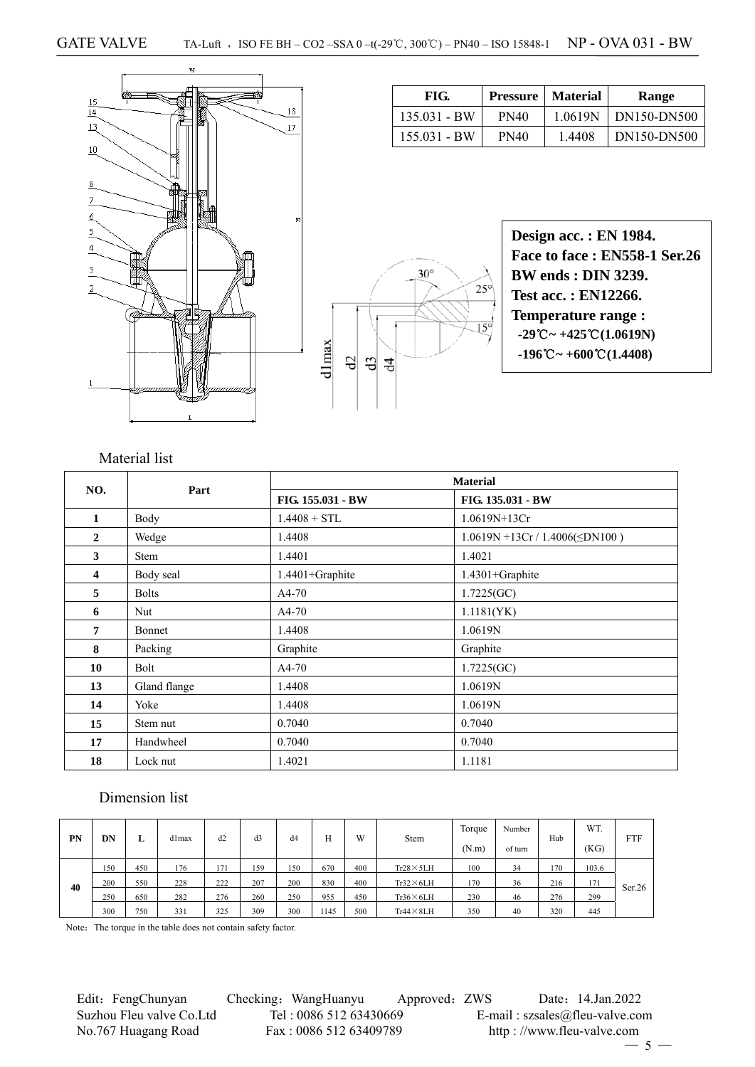GATE VALVE TA-Luft ，ISO FE BH – CO2 –SSA 0 –t(-29℃, 300℃) – PN40 – ISO 15848-1 NP - OVA 031 - BW

| FIG. | Pressure | Material | Range |
|---|---|---|---|
| 135.031 - BW | PN40 | 1.0619N | DN150-DN500 |
| 155.031 - BW | PN40 | 1.4408 | DN150-DN500 |

**Design acc. : EN 1984.**
**Face to face : EN558-1 Ser.26**
**BW ends : DIN 3239.**
**Test acc. : EN12266.**
**Temperature range :**
**-29℃~ +425℃(1.0619N)**
**-196℃~ +600℃(1.4408)**

15
14
13
10
8
7
6
5
4
3
2
1
18
17
W
H
L
30°
25°
15°
d1max
d2
d3
d4

Material list

| NO. | Part | Material | |
|---|---|---|---|
| | | FIG. 155.031 - BW | FIG. 135.031 - BW |
| 1 | Body | 1.4408 + STL | 1.0619N+13Cr |
| 2 | Wedge | 1.4408 | 1.0619N +13Cr / 1.4006(≤DN100 ) |
| 3 | Stem | 1.4401 | 1.4021 |
| 4 | Body seal | 1.4401+Graphite | 1.4301+Graphite |
| 5 | Bolts | A4-70 | 1.7225(GC) |
| 6 | Nut | A4-70 | 1.1181(YK) |
| 7 | Bonnet | 1.4408 | 1.0619N |
| 8 | Packing | Graphite | Graphite |
| 10 | Bolt | A4-70 | 1.7225(GC) |
| 13 | Gland flange | 1.4408 | 1.0619N |
| 14 | Yoke | 1.4408 | 1.0619N |
| 15 | Stem nut | 0.7040 | 0.7040 |
| 17 | Handwheel | 0.7040 | 0.7040 |
| 18 | Lock nut | 1.4021 | 1.1181 |

Dimension list

| PN | DN | L | d1max | d2 | d3 | d4 | H | W | Stem | Torque (N.m) | Number of turn | Hub | WT. (KG) | FTF |
|---|---|---|---|---|---|---|---|---|---|---|---|---|---|---|
| 40 | 150 | 450 | 176 | 171 | 159 | 150 | 670 | 400 | Tr28×5LH | 100 | 34 | 170 | 103.6 | Ser.26 |
| | 200 | 550 | 228 | 222 | 207 | 200 | 830 | 400 | Tr32×6LH | 170 | 36 | 216 | 171 | |
| | 250 | 650 | 282 | 276 | 260 | 250 | 955 | 450 | Tr36×6LH | 230 | 46 | 276 | 299 | |
| | 300 | 750 | 331 | 325 | 309 | 300 | 1145 | 500 | Tr44×8LH | 350 | 40 | 320 | 445 | |

Note：The torque in the table does not contain safety factor.

Edit：FengChunyan Checking：WangHuanyu Approved：ZWS Date：14.Jan.2022
Suzhou Fleu valve Co.Ltd Tel : 0086 512 63430669 E-mail : szsales@fleu-valve.com
No.767 Huagang Road Fax : 0086 512 63409789 http : //www.fleu-valve.com